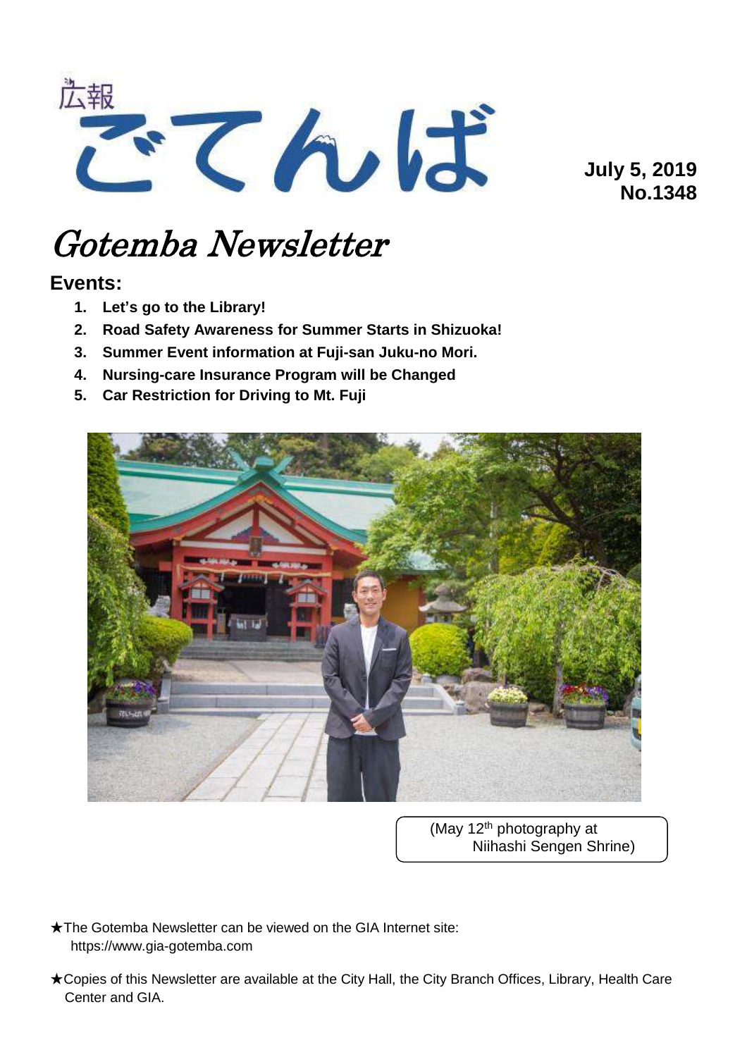広報 ごてんば

July 5, 2019
No.1348

# Gotemba Newsletter

## Events:

1. **Let's go to the Library!**
2. **Road Safety Awareness for Summer Starts in Shizuoka!**
3. **Summer Event information at Fuji-san Juku-no Mori.**
4. **Nursing-care Insurance Program will be Changed**
5. **Car Restriction for Driving to Mt. Fuji**

(May 12th photography at Niihashi Sengen Shrine)

★The Gotemba Newsletter can be viewed on the GIA Internet site: https://www.gia-gotemba.com

★Copies of this Newsletter are available at the City Hall, the City Branch Offices, Library, Health Care Center and GIA.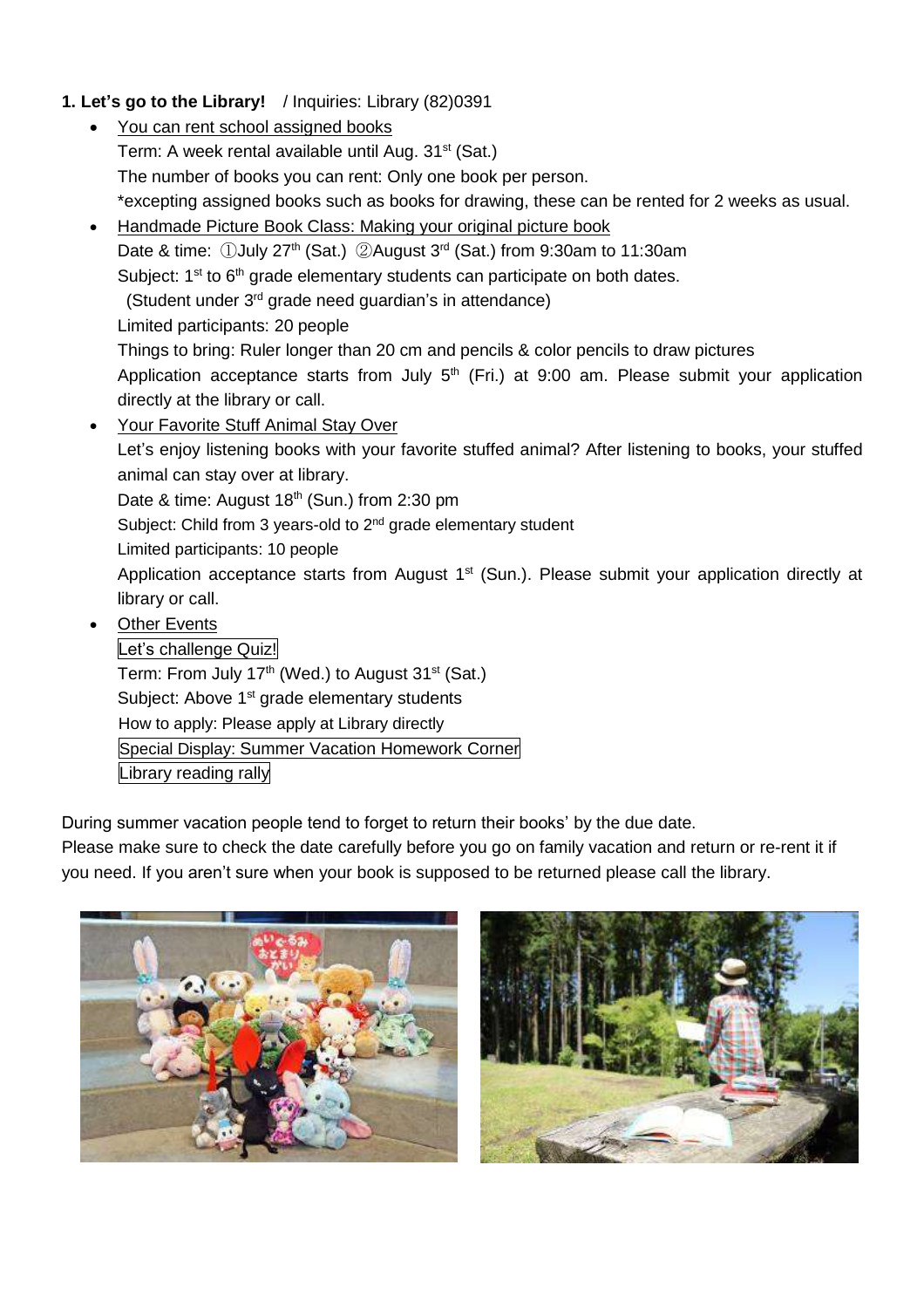**1. Let's go to the Library!** / Inquiries: Library (82)0391

- You can rent school assigned books

  Term: A week rental available until Aug. 31st (Sat.)

  The number of books you can rent: Only one book per person.

  *excepting assigned books such as books for drawing, these can be rented for 2 weeks as usual.

- Handmade Picture Book Class: Making your original picture book

  Date & time: ①July 27th (Sat.) ②August 3rd (Sat.) from 9:30am to 11:30am

  Subject: 1st to 6th grade elementary students can participate on both dates.

  (Student under 3rd grade need guardian's in attendance)

  Limited participants: 20 people

  Things to bring: Ruler longer than 20 cm and pencils & color pencils to draw pictures

  Application acceptance starts from July 5th (Fri.) at 9:00 am. Please submit your application directly at the library or call.

- Your Favorite Stuff Animal Stay Over

  Let's enjoy listening books with your favorite stuffed animal? After listening to books, your stuffed animal can stay over at library.

  Date & time: August 18th (Sun.) from 2:30 pm

  Subject: Child from 3 years-old to 2nd grade elementary student

  Limited participants: 10 people

  Application acceptance starts from August 1st (Sun.). Please submit your application directly at library or call.

- Other Events

  Let's challenge Quiz!

  Term: From July 17th (Wed.) to August 31st (Sat.)

  Subject: Above 1st grade elementary students

  How to apply: Please apply at Library directly

  Special Display: Summer Vacation Homework Corner

  Library reading rally

During summer vacation people tend to forget to return their books' by the due date.
Please make sure to check the date carefully before you go on family vacation and return or re-rent it if you need. If you aren't sure when your book is supposed to be returned please call the library.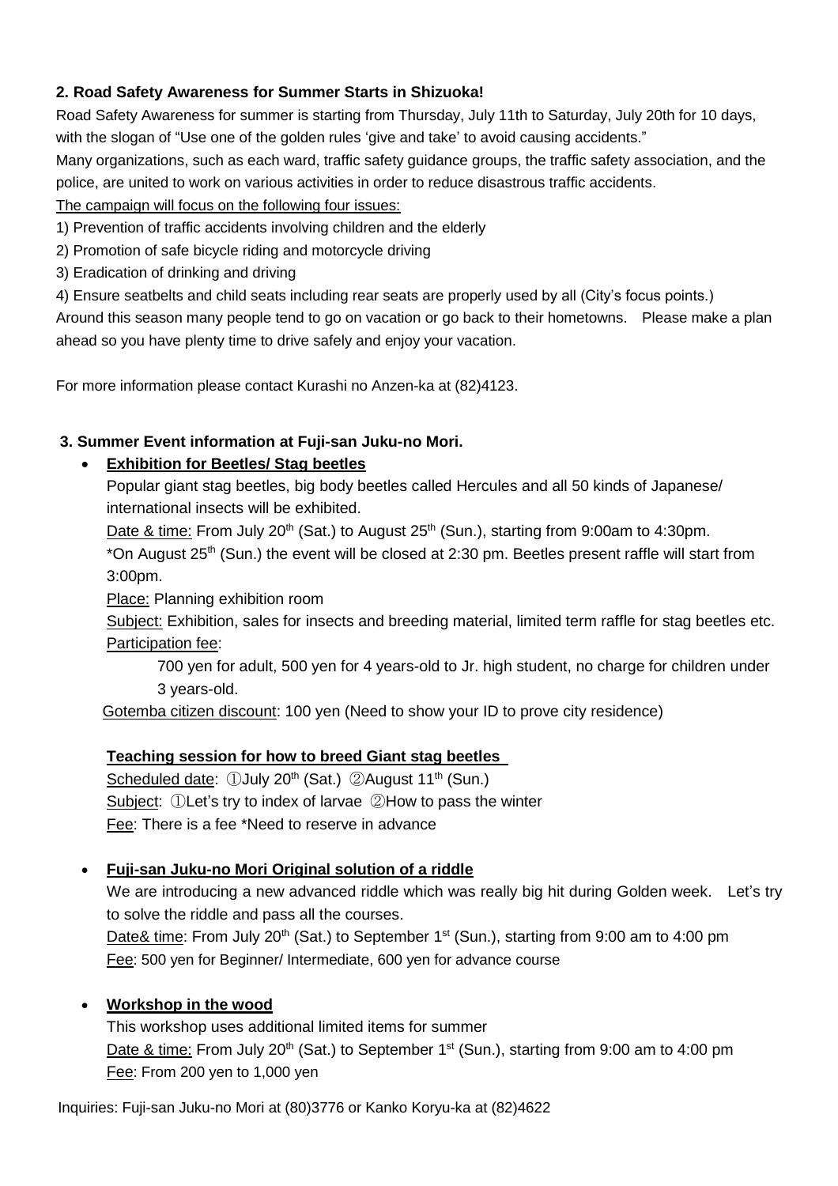**2. Road Safety Awareness for Summer Starts in Shizuoka!**

Road Safety Awareness for summer is starting from Thursday, July 11th to Saturday, July 20th for 10 days, with the slogan of "Use one of the golden rules 'give and take' to avoid causing accidents."

Many organizations, such as each ward, traffic safety guidance groups, the traffic safety association, and the police, are united to work on various activities in order to reduce disastrous traffic accidents.

The campaign will focus on the following four issues:

1) Prevention of traffic accidents involving children and the elderly
2) Promotion of safe bicycle riding and motorcycle driving
3) Eradication of drinking and driving
4) Ensure seatbelts and child seats including rear seats are properly used by all (City's focus points.)

Around this season many people tend to go on vacation or go back to their hometowns. Please make a plan ahead so you have plenty time to drive safely and enjoy your vacation.

For more information please contact Kurashi no Anzen-ka at (82)4123.

**3. Summer Event information at Fuji-san Juku-no Mori.**

- **Exhibition for Beetles/ Stag beetles**

  Popular giant stag beetles, big body beetles called Hercules and all 50 kinds of Japanese/ international insects will be exhibited.

  Date & time: From July 20th (Sat.) to August 25th (Sun.), starting from 9:00am to 4:30pm.

  *On August 25th (Sun.) the event will be closed at 2:30 pm. Beetles present raffle will start from 3:00pm.

  Place: Planning exhibition room

  Subject: Exhibition, sales for insects and breeding material, limited term raffle for stag beetles etc.

  Participation fee:

  700 yen for adult, 500 yen for 4 years-old to Jr. high student, no charge for children under 3 years-old.

  Gotemba citizen discount: 100 yen (Need to show your ID to prove city residence)

  **Teaching session for how to breed Giant stag beetles**

  Scheduled date: ①July 20th (Sat.) ②August 11th (Sun.)

  Subject: ①Let's try to index of larvae ②How to pass the winter

  Fee: There is a fee *Need to reserve in advance

- **Fuji-san Juku-no Mori Original solution of a riddle**

  We are introducing a new advanced riddle which was really big hit during Golden week. Let's try to solve the riddle and pass all the courses.

  Date& time: From July 20th (Sat.) to September 1st (Sun.), starting from 9:00 am to 4:00 pm

  Fee: 500 yen for Beginner/ Intermediate, 600 yen for advance course

- **Workshop in the wood**

  This workshop uses additional limited items for summer

  Date & time: From July 20th (Sat.) to September 1st (Sun.), starting from 9:00 am to 4:00 pm

  Fee: From 200 yen to 1,000 yen

Inquiries: Fuji-san Juku-no Mori at (80)3776 or Kanko Koryu-ka at (82)4622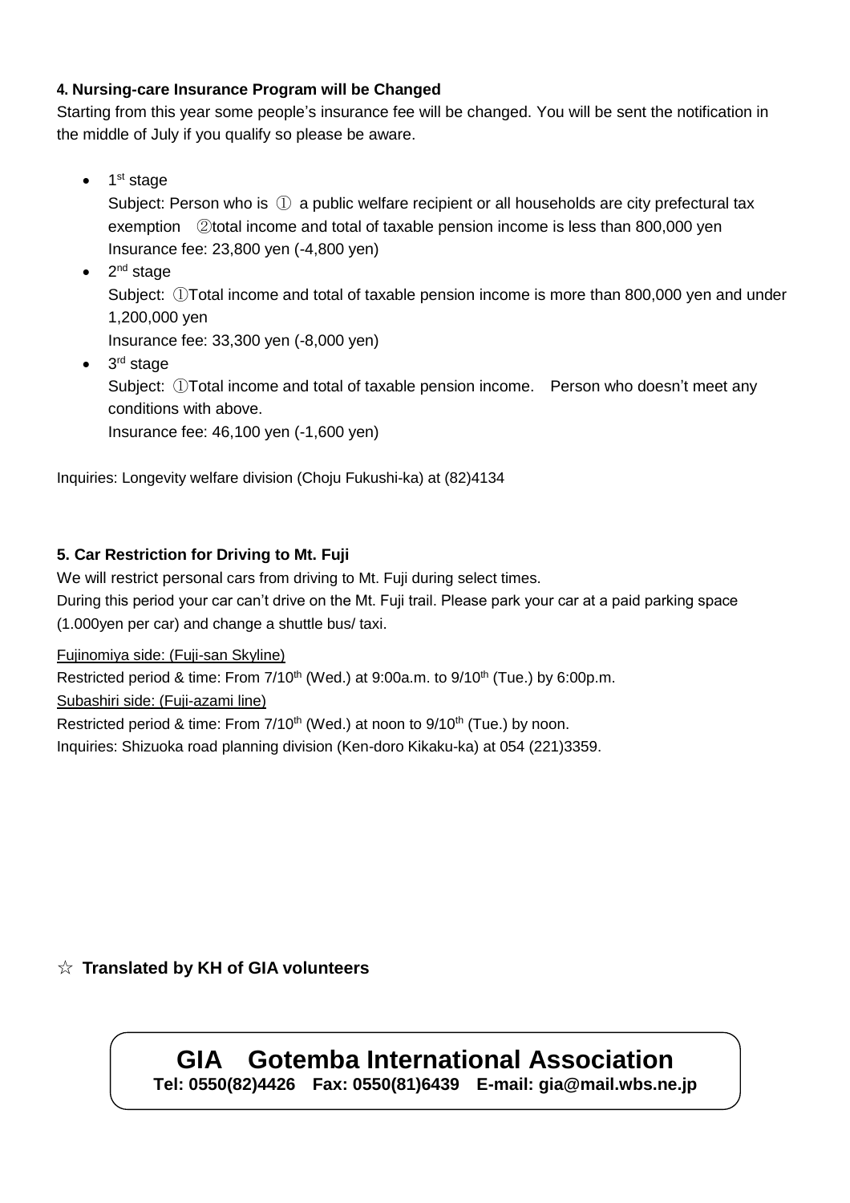#### 4. Nursing-care Insurance Program will be Changed

Starting from this year some people's insurance fee will be changed. You will be sent the notification in the middle of July if you qualify so please be aware.

- 1st stage
  Subject: Person who is ① a public welfare recipient or all households are city prefectural tax exemption ②total income and total of taxable pension income is less than 800,000 yen
  Insurance fee: 23,800 yen (-4,800 yen)
- 2nd stage
  Subject: ①Total income and total of taxable pension income is more than 800,000 yen and under 1,200,000 yen
  Insurance fee: 33,300 yen (-8,000 yen)
- 3rd stage
  Subject: ①Total income and total of taxable pension income. Person who doesn't meet any conditions with above.
  Insurance fee: 46,100 yen (-1,600 yen)

Inquiries: Longevity welfare division (Choju Fukushi-ka) at (82)4134

#### 5. Car Restriction for Driving to Mt. Fuji

We will restrict personal cars from driving to Mt. Fuji during select times.
During this period your car can't drive on the Mt. Fuji trail. Please park your car at a paid parking space (1.000yen per car) and change a shuttle bus/ taxi.

Fujinomiya side: (Fuji-san Skyline)
Restricted period & time: From 7/10th (Wed.) at 9:00a.m. to 9/10th (Tue.) by 6:00p.m.
Subashiri side: (Fuji-azami line)
Restricted period & time: From 7/10th (Wed.) at noon to 9/10th (Tue.) by noon.
Inquiries: Shizuoka road planning division (Ken-doro Kikaku-ka) at 054 (221)3359.

☆ **Translated by KH of GIA volunteers**

**GIA Gotemba International Association**
**Tel: 0550(82)4426 Fax: 0550(81)6439 E-mail: gia@mail.wbs.ne.jp**